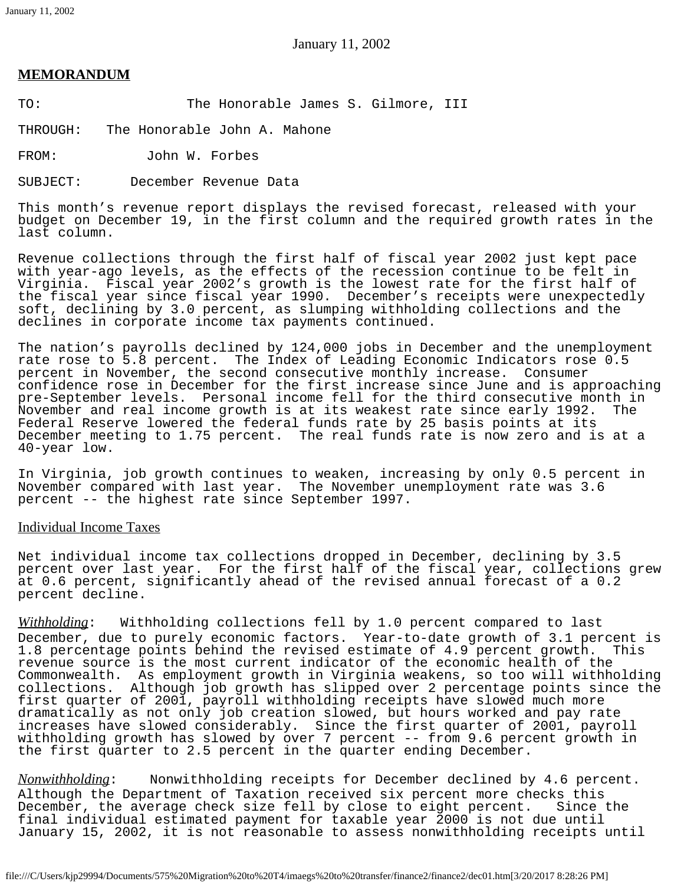January 11, 2002

**MEMORANDUM**

TO: The Honorable James S. Gilmore, III

THROUGH: The Honorable John A. Mahone

FROM: John W. Forbes

SUBJECT: December Revenue Data

This month's revenue report displays the revised forecast, released with your budget on December 19, in the first column and the required growth rates in the last column.

Revenue collections through the first half of fiscal year 2002 just kept pace with year-ago levels, as the effects of the recession continue to be felt in Virginia. Fiscal year 2002's growth is the lowest rate for the first half of the fiscal year since fiscal year 1990. December's receipts were unexpectedly soft, declining by 3.0 percent, as slumping withholding collections and the declines in corporate income tax payments continued.

The nation's payrolls declined by 124,000 jobs in December and the unemployment rate rose to 5.8 percent. The Index of Leading Economic Indicators rose 0.5 percent in November, the second consecutive monthly increase. Consumer confidence rose in December for the first increase since June and is approaching pre-September levels. Personal income fell for the third consecutive month in November and real income growth is at its weakest rate since early 1992. The Federal Reserve lowered the federal funds rate by 25 basis points at its December meeting to 1.75 percent. The real funds rate is now zero and is at a 40-year low.

In Virginia, job growth continues to weaken, increasing by only 0.5 percent in November compared with last year. The November unemployment rate was 3.6 percent -- the highest rate since September 1997.

Individual Income Taxes

Net individual income tax collections dropped in December, declining by 3.5 percent over last year. For the first half of the fiscal year, collections grew at 0.6 percent, significantly ahead of the revised annual forecast of a 0.2 percent decline.

*Withholding*: Withholding collections fell by 1.0 percent compared to last December, due to purely economic factors. Year-to-date growth of 3.1 percent is 1.8 percentage points behind the revised estimate of 4.9 percent growth. This revenue source is the most current indicator of the economic health of the Commonwealth. As employment growth in Virginia weakens, so too will withholding collections. Although job growth has slipped over 2 percentage points since the first quarter of 2001, payroll withholding receipts have slowed much more dramatically as not only job creation slowed, but hours worked and pay rate increases have slowed considerably. Since the first quarter of 2001, payroll withholding growth has slowed by over 7 percent -- from 9.6 percent growth in the first quarter to 2.5 percent in the quarter ending December.

*Nonwithholding*: Nonwithholding receipts for December declined by 4.6 percent. Although the Department of Taxation received six percent more checks this December, the average check size fell by close to eight percent. Since the final individual estimated payment for taxable year 2000 is not due until January 15, 2002, it is not reasonable to assess nonwithholding receipts until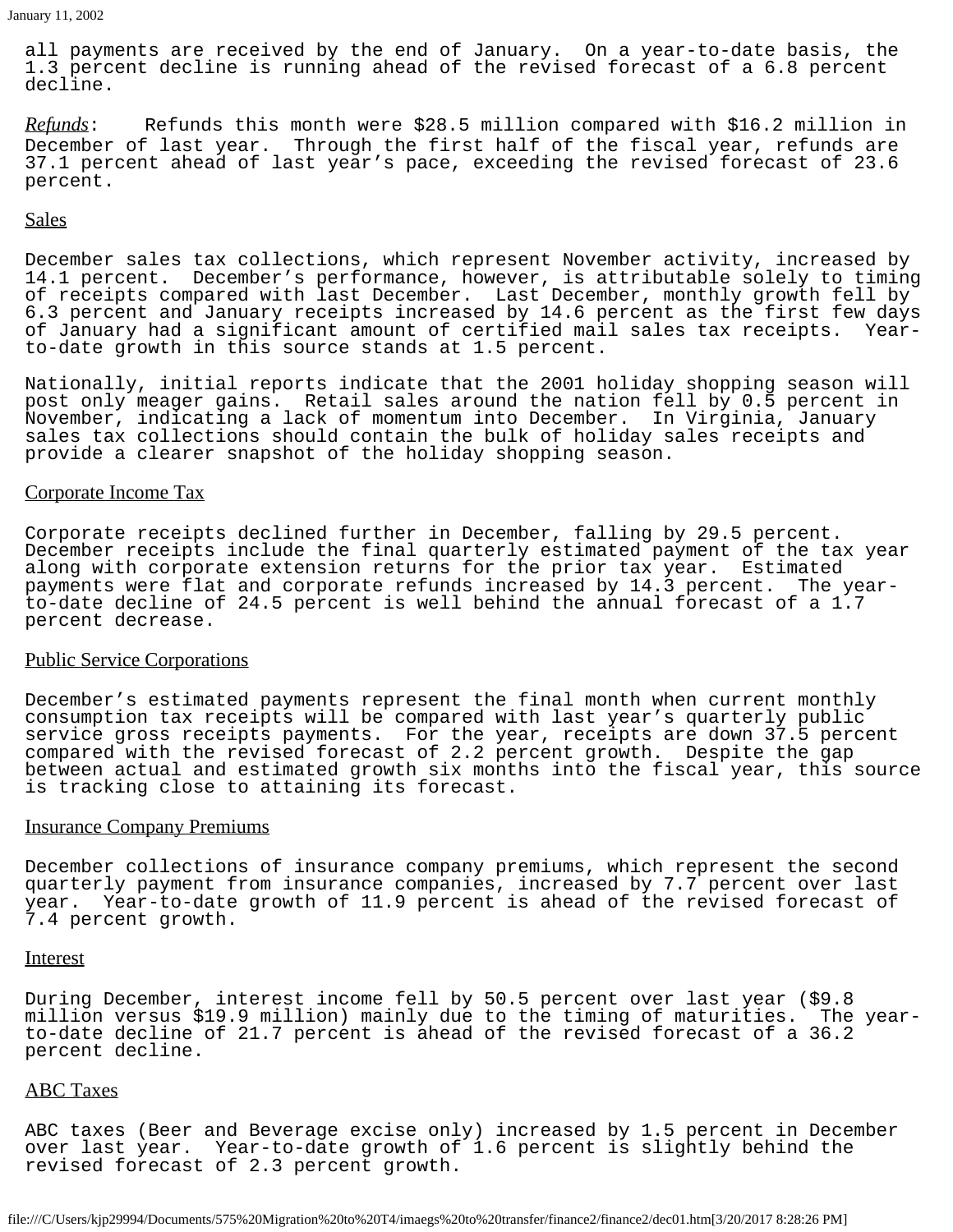all payments are received by the end of January. On a year-to-date basis, the 1.3 percent decline is running ahead of the revised forecast of a 6.8 percent decline.

*Refunds*: Refunds this month were $28.5 million compared with $16.2 million in December of last year. Through the first half of the fiscal year, refunds are 37.1 percent ahead of last year's pace, exceeding the revised forecast of 23.6 percent.

## Sales

December sales tax collections, which represent November activity, increased by 14.1 percent. December's performance, however, is attributable solely to timing of receipts compared with last December. Last December, monthly growth fell by 6.3 percent and January receipts increased by 14.6 percent as the first few days of January had a significant amount of certified mail sales tax receipts. Year-to-date growth in this source stands at 1.5 percent.

Nationally, initial reports indicate that the 2001 holiday shopping season will post only meager gains. Retail sales around the nation fell by 0.5 percent in November, indicating a lack of momentum into December. In Virginia, January sales tax collections should contain the bulk of holiday sales receipts and provide a clearer snapshot of the holiday shopping season.

## Corporate Income Tax

Corporate receipts declined further in December, falling by 29.5 percent. December receipts include the final quarterly estimated payment of the tax year along with corporate extension returns for the prior tax year. Estimated payments were flat and corporate refunds increased by 14.3 percent. The year-to-date decline of 24.5 percent is well behind the annual forecast of a 1.7 percent decrease.

## Public Service Corporations

December's estimated payments represent the final month when current monthly consumption tax receipts will be compared with last year's quarterly public service gross receipts payments. For the year, receipts are down 37.5 percent compared with the revised forecast of 2.2 percent growth. Despite the gap between actual and estimated growth six months into the fiscal year, this source is tracking close to attaining its forecast.

## Insurance Company Premiums

December collections of insurance company premiums, which represent the second quarterly payment from insurance companies, increased by 7.7 percent over last year. Year-to-date growth of 11.9 percent is ahead of the revised forecast of 7.4 percent growth.

## Interest

During December, interest income fell by 50.5 percent over last year ($9.8 million versus $19.9 million) mainly due to the timing of maturities. The year-to-date decline of 21.7 percent is ahead of the revised forecast of a 36.2 percent decline.

## ABC Taxes

ABC taxes (Beer and Beverage excise only) increased by 1.5 percent in December over last year. Year-to-date growth of 1.6 percent is slightly behind the revised forecast of 2.3 percent growth.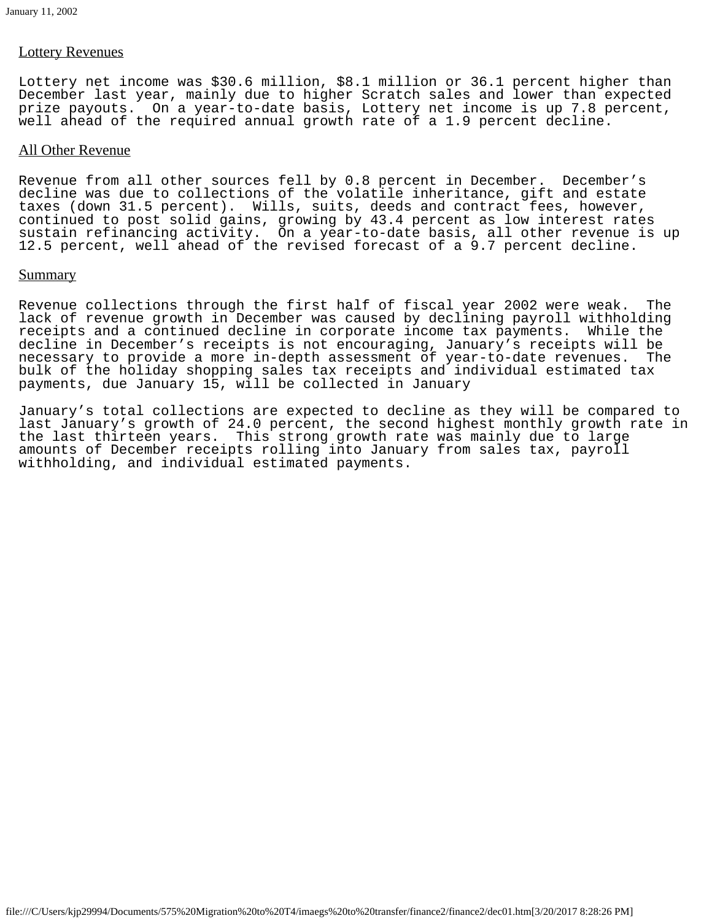## Lottery Revenues

Lottery net income was $30.6 million, $8.1 million or 36.1 percent higher than December last year, mainly due to higher Scratch sales and lower than expected prize payouts. On a year-to-date basis, Lottery net income is up 7.8 percent, well ahead of the required annual growth rate of a 1.9 percent decline.

## All Other Revenue

Revenue from all other sources fell by 0.8 percent in December. December's decline was due to collections of the volatile inheritance, gift and estate taxes (down 31.5 percent). Wills, suits, deeds and contract fees, however, continued to post solid gains, growing by 43.4 percent as low interest rates sustain refinancing activity. On a year-to-date basis, all other revenue is up 12.5 percent, well ahead of the revised forecast of a 9.7 percent decline.

## Summary

Revenue collections through the first half of fiscal year 2002 were weak. The lack of revenue growth in December was caused by declining payroll withholding receipts and a continued decline in corporate income tax payments. While the decline in December's receipts is not encouraging, January's receipts will be necessary to provide a more in-depth assessment of year-to-date revenues. The bulk of the holiday shopping sales tax receipts and individual estimated tax payments, due January 15, will be collected in January

January's total collections are expected to decline as they will be compared to last January's growth of 24.0 percent, the second highest monthly growth rate in the last thirteen years. This strong growth rate was mainly due to large amounts of December receipts rolling into January from sales tax, payroll withholding, and individual estimated payments.